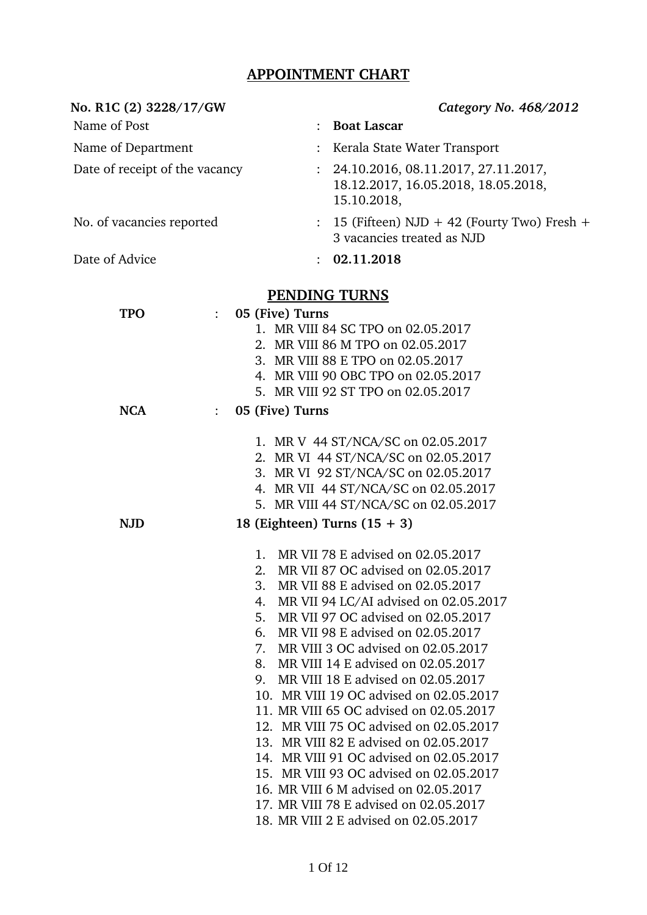# APPOINTMENT CHART

**No. R1C (2) 3228/17/GW** *Category No. 468/2012*

| | | |
|---|---|---|
| Name of Post | : | **Boat Lascar** |
| Name of Department | : | Kerala State Water Transport |
| Date of receipt of the vacancy | : | 24.10.2016, 08.11.2017, 27.11.2017, 18.12.2017, 16.05.2018, 18.05.2018, 15.10.2018, |
| No. of vacancies reported | : | 15 (Fifteen) NJD + 42 (Fourty Two) Fresh + 3 vacancies treated as NJD |
| Date of Advice | : | **02.11.2018** |

## PENDING TURNS

**TPO** : **05 (Five) Turns**

1. MR VIII 84 SC TPO on 02.05.2017
2. MR VIII 86 M TPO on 02.05.2017
3. MR VIII 88 E TPO on 02.05.2017
4. MR VIII 90 OBC TPO on 02.05.2017
5. MR VIII 92 ST TPO on 02.05.2017

**NCA** : **05 (Five) Turns**

1. MR V 44 ST/NCA/SC on 02.05.2017
2. MR VI 44 ST/NCA/SC on 02.05.2017
3. MR VI 92 ST/NCA/SC on 02.05.2017
4. MR VII 44 ST/NCA/SC on 02.05.2017
5. MR VIII 44 ST/NCA/SC on 02.05.2017

**NJD** **18 (Eighteen) Turns (15 + 3)**

1. MR VII 78 E advised on 02.05.2017
2. MR VII 87 OC advised on 02.05.2017
3. MR VII 88 E advised on 02.05.2017
4. MR VII 94 LC/AI advised on 02.05.2017
5. MR VII 97 OC advised on 02.05.2017
6. MR VII 98 E advised on 02.05.2017
7. MR VIII 3 OC advised on 02.05.2017
8. MR VIII 14 E advised on 02.05.2017
9. MR VIII 18 E advised on 02.05.2017
10. MR VIII 19 OC advised on 02.05.2017
11. MR VIII 65 OC advised on 02.05.2017
12. MR VIII 75 OC advised on 02.05.2017
13. MR VIII 82 E advised on 02.05.2017
14. MR VIII 91 OC advised on 02.05.2017
15. MR VIII 93 OC advised on 02.05.2017
16. MR VIII 6 M advised on 02.05.2017
17. MR VIII 78 E advised on 02.05.2017
18. MR VIII 2 E advised on 02.05.2017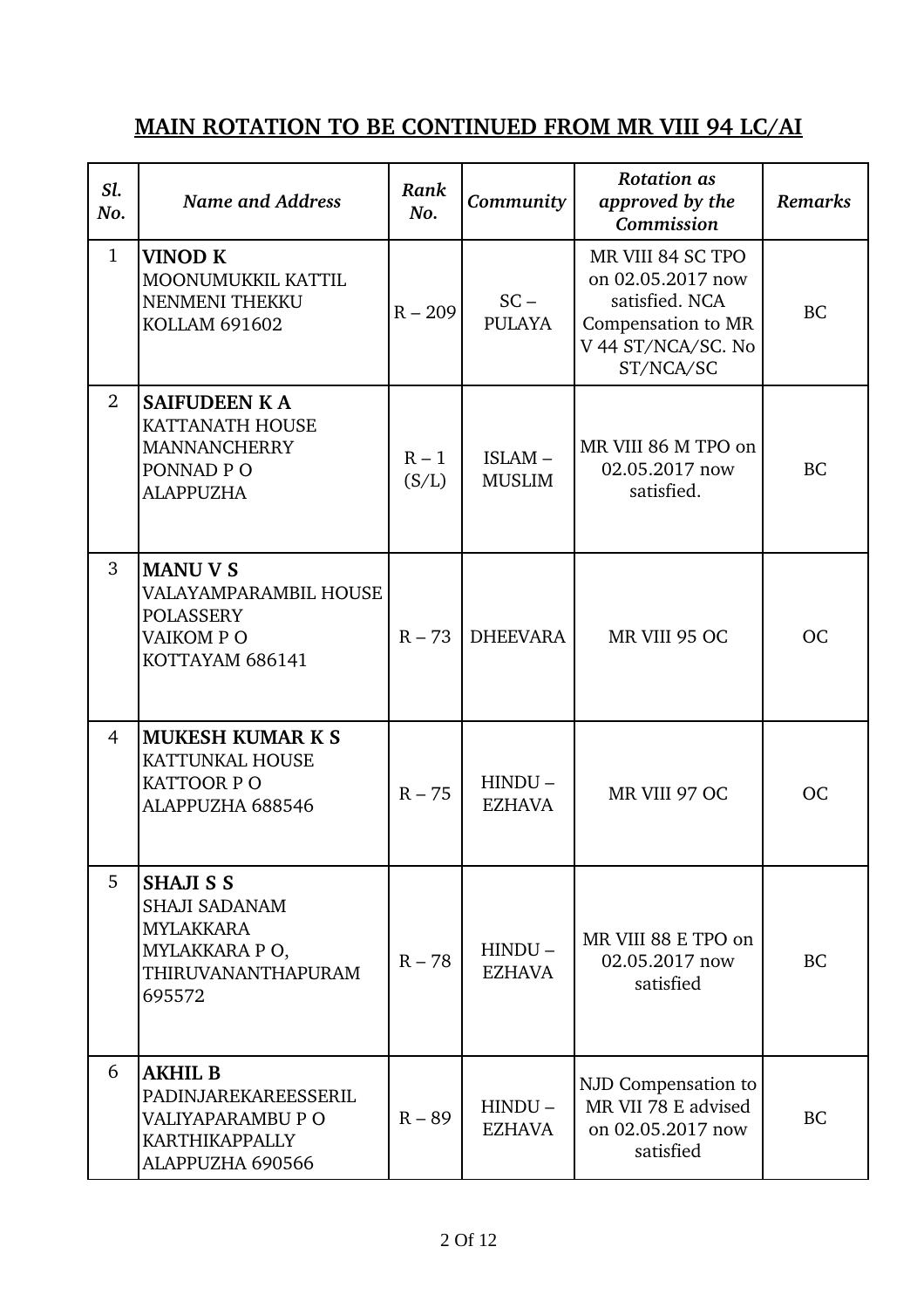## MAIN ROTATION TO BE CONTINUED FROM MR VIII 94 LC/AI

| *Sl. No.* | *Name and Address* | *Rank No.* | *Community* | *Rotation as approved by the Commission* | *Remarks* |
|---|---|---|---|---|---|
| 1 | **VINOD K**<br>MOONUMUKKIL KATTIL<br>NENMENI THEKKU<br>KOLLAM 691602 | R – 209 | SC – PULAYA | MR VIII 84 SC TPO on 02.05.2017 now satisfied. NCA Compensation to MR V 44 ST/NCA/SC. No ST/NCA/SC | BC |
| 2 | **SAIFUDEEN K A**<br>KATTANATH HOUSE<br>MANNANCHERRY<br>PONNAD P O<br>ALAPPUZHA | R – 1 (S/L) | ISLAM – MUSLIM | MR VIII 86 M TPO on 02.05.2017 now satisfied. | BC |
| 3 | **MANU V S**<br>VALAYAMPARAMBIL HOUSE<br>POLASSERY<br>VAIKOM P O<br>KOTTAYAM 686141 | R – 73 | DHEEVARA | MR VIII 95 OC | OC |
| 4 | **MUKESH KUMAR K S**<br>KATTUNKAL HOUSE<br>KATTOOR P O<br>ALAPPUZHA 688546 | R – 75 | HINDU – EZHAVA | MR VIII 97 OC | OC |
| 5 | **SHAJI S S**<br>SHAJI SADANAM<br>MYLAKKARA<br>MYLAKKARA P O,<br>THIRUVANANTHAPURAM 695572 | R – 78 | HINDU – EZHAVA | MR VIII 88 E TPO on 02.05.2017 now satisfied | BC |
| 6 | **AKHIL B**<br>PADINJAREKAREESSERIL<br>VALIYAPARAMBU P O<br>KARTHIKAPPALLY<br>ALAPPUZHA 690566 | R – 89 | HINDU – EZHAVA | NJD Compensation to MR VII 78 E advised on 02.05.2017 now satisfied | BC |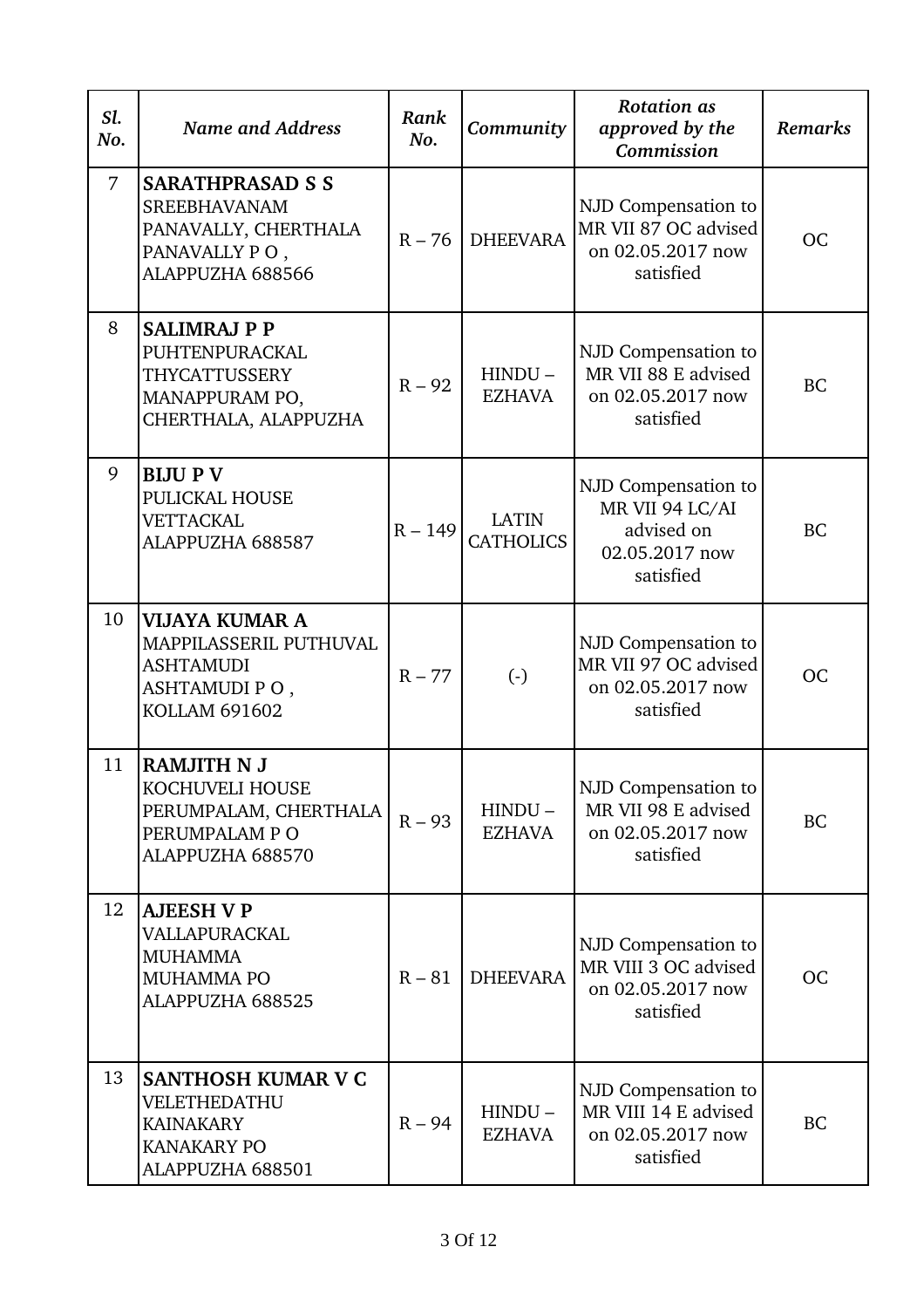| *Sl. No.* | *Name and Address* | *Rank No.* | *Community* | *Rotation as approved by the Commission* | *Remarks* |
|---|---|---|---|---|---|
| 7 | **SARATHPRASAD S S** SREEBHAVANAM PANAVALLY, CHERTHALA PANAVALLY P O , ALAPPUZHA 688566 | R – 76 | DHEEVARA | NJD Compensation to MR VII 87 OC advised on 02.05.2017 now satisfied | OC |
| 8 | **SALIMRAJ P P** PUHTENPURACKAL THYCATTUSSERY MANAPPURAM PO, CHERTHALA, ALAPPUZHA | R – 92 | HINDU – EZHAVA | NJD Compensation to MR VII 88 E advised on 02.05.2017 now satisfied | BC |
| 9 | **BIJU P V** PULICKAL HOUSE VETTACKAL ALAPPUZHA 688587 | R – 149 | LATIN CATHOLICS | NJD Compensation to MR VII 94 LC/AI advised on 02.05.2017 now satisfied | BC |
| 10 | **VIJAYA KUMAR A** MAPPILASSERIL PUTHUVAL ASHTAMUDI ASHTAMUDI P O , KOLLAM 691602 | R – 77 | (-) | NJD Compensation to MR VII 97 OC advised on 02.05.2017 now satisfied | OC |
| 11 | **RAMJITH N J** KOCHUVELI HOUSE PERUMPALAM, CHERTHALA PERUMPALAM P O ALAPPUZHA 688570 | R – 93 | HINDU – EZHAVA | NJD Compensation to MR VII 98 E advised on 02.05.2017 now satisfied | BC |
| 12 | **AJEESH V P** VALLAPURACKAL MUHAMMA MUHAMMA PO ALAPPUZHA 688525 | R – 81 | DHEEVARA | NJD Compensation to MR VIII 3 OC advised on 02.05.2017 now satisfied | OC |
| 13 | **SANTHOSH KUMAR V C** VELETHEDATHU KAINAKARY KANAKARY PO ALAPPUZHA 688501 | R – 94 | HINDU – EZHAVA | NJD Compensation to MR VIII 14 E advised on 02.05.2017 now satisfied | BC |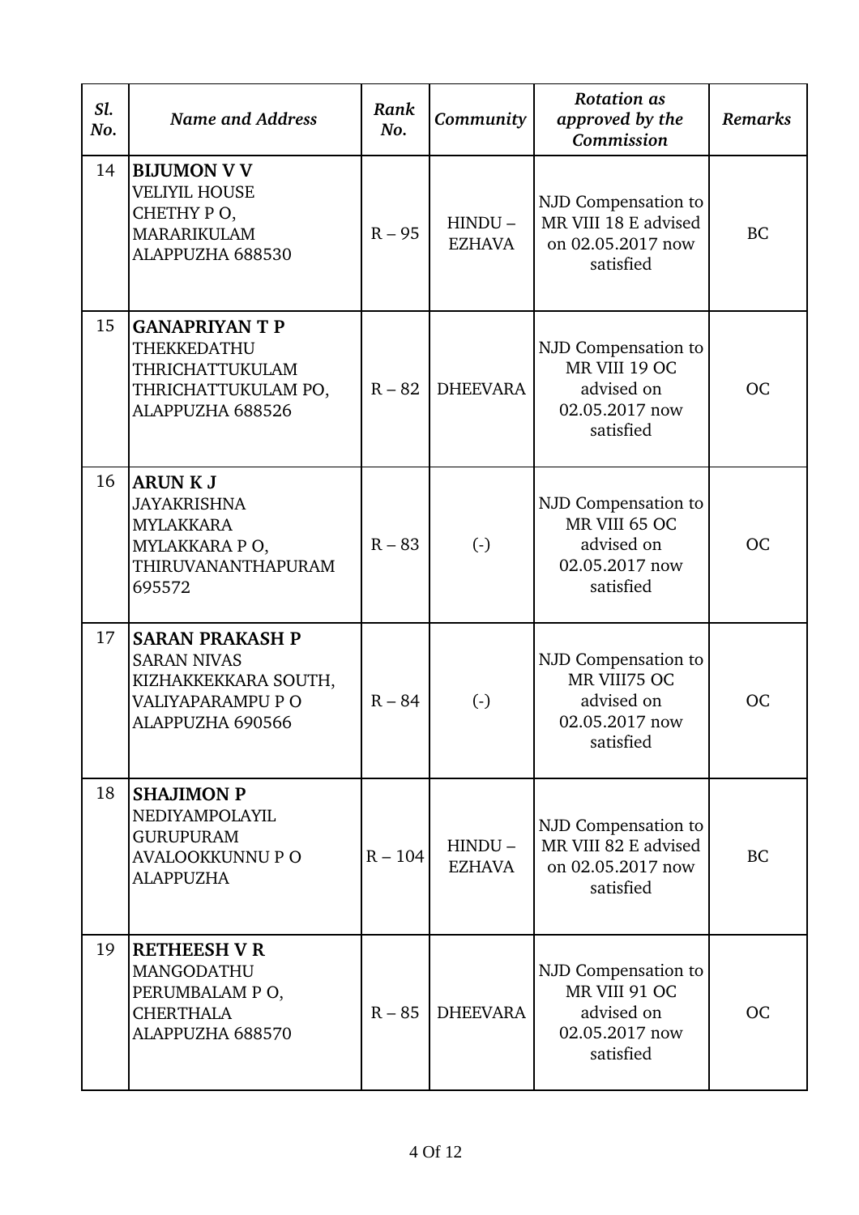| *Sl. No.* | *Name and Address* | *Rank No.* | *Community* | *Rotation as approved by the Commission* | *Remarks* |
|---|---|---|---|---|---|
| 14 | **BIJUMON V V**<br>VELIYIL HOUSE<br>CHETHY P O,<br>MARARIKULAM<br>ALAPPUZHA 688530 | R – 95 | HINDU – EZHAVA | NJD Compensation to MR VIII 18 E advised on 02.05.2017 now satisfied | BC |
| 15 | **GANAPRIYAN T P**<br>THEKKEDATHU<br>THRICHATTUKULAM<br>THRICHATTUKULAM PO,<br>ALAPPUZHA 688526 | R – 82 | DHEEVARA | NJD Compensation to MR VIII 19 OC advised on 02.05.2017 now satisfied | OC |
| 16 | **ARUN K J**<br>JAYAKRISHNA<br>MYLAKKARA<br>MYLAKKARA P O,<br>THIRUVANANTHAPURAM<br>695572 | R – 83 | (-) | NJD Compensation to MR VIII 65 OC advised on 02.05.2017 now satisfied | OC |
| 17 | **SARAN PRAKASH P**<br>SARAN NIVAS<br>KIZHAKKEKKARA SOUTH,<br>VALIYAPARAMPU P O<br>ALAPPUZHA 690566 | R – 84 | (-) | NJD Compensation to MR VIII75 OC advised on 02.05.2017 now satisfied | OC |
| 18 | **SHAJIMON P**<br>NEDIYAMPOLAYIL<br>GURUPURAM<br>AVALOOKKUNNU P O<br>ALAPPUZHA | R – 104 | HINDU – EZHAVA | NJD Compensation to MR VIII 82 E advised on 02.05.2017 now satisfied | BC |
| 19 | **RETHEESH V R**<br>MANGODATHU<br>PERUMBALAM P O,<br>CHERTHALA<br>ALAPPUZHA 688570 | R – 85 | DHEEVARA | NJD Compensation to MR VIII 91 OC advised on 02.05.2017 now satisfied | OC |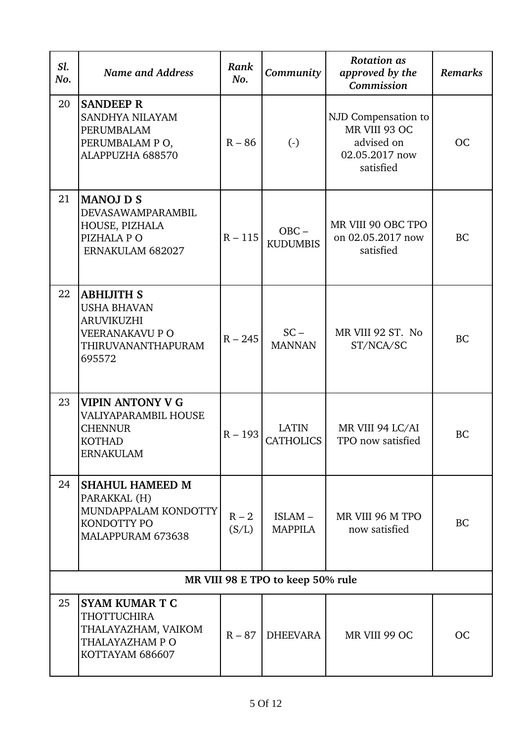| *Sl. No.* | *Name and Address* | *Rank No.* | *Community* | *Rotation as approved by the Commission* | *Remarks* |
|---|---|---|---|---|---|
| 20 | **SANDEEP R**<br>SANDHYA NILAYAM<br>PERUMBALAM<br>PERUMBALAM P O,<br>ALAPPUZHA 688570 | R – 86 | (-) | NJD Compensation to MR VIII 93 OC advised on 02.05.2017 now satisfied | OC |
| 21 | **MANOJ D S**<br>DEVASAWAMPARAMBIL HOUSE, PIZHALA<br>PIZHALA P O<br>ERNAKULAM 682027 | R – 115 | OBC – KUDUMBIS | MR VIII 90 OBC TPO on 02.05.2017 now satisfied | BC |
| 22 | **ABHIJITH S**<br>USHA BHAVAN<br>ARUVIKUZHI<br>VEERANAKAVU P O<br>THIRUVANANTHAPURAM 695572 | R – 245 | SC – MANNAN | MR VIII 92 ST. No ST/NCA/SC | BC |
| 23 | **VIPIN ANTONY V G**<br>VALIYAPARAMBIL HOUSE<br>CHENNUR<br>KOTHAD<br>ERNAKULAM | R – 193 | LATIN CATHOLICS | MR VIII 94 LC/AI TPO now satisfied | BC |
| 24 | **SHAHUL HAMEED M**<br>PARAKKAL (H)<br>MUNDAPPALAM KONDOTTY<br>KONDOTTY PO<br>MALAPPURAM 673638 | R – 2 (S/L) | ISLAM – MAPPILA | MR VIII 96 M TPO now satisfied | BC |
| **MR VIII 98 E TPO to keep 50% rule** | | | | | |
| 25 | **SYAM KUMAR T C**<br>THOTTUCHIRA<br>THALAYAZHAM, VAIKOM<br>THALAYAZHAM P O<br>KOTTAYAM 686607 | R – 87 | DHEEVARA | MR VIII 99 OC | OC |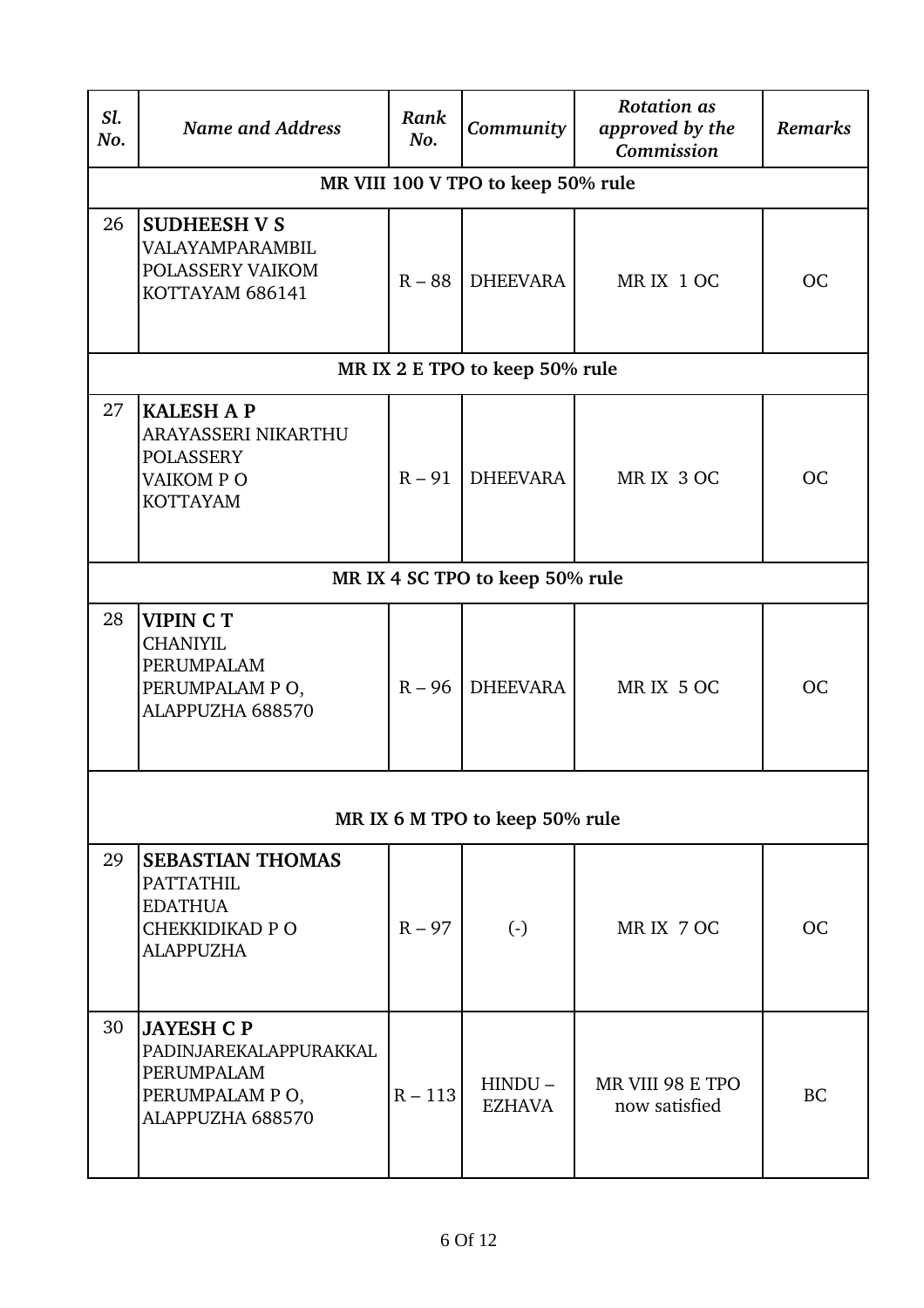| *Sl. No.* | *Name and Address* | *Rank No.* | *Community* | *Rotation as approved by the Commission* | *Remarks* |
|---|---|---|---|---|---|
| **MR VIII 100 V TPO to keep 50% rule** | | | | | |
| 26 | **SUDHEESH V S** VALAYAMPARAMBIL POLASSERY VAIKOM KOTTAYAM 686141 | R – 88 | DHEEVARA | MR IX 1 OC | OC |
| **MR IX 2 E TPO to keep 50% rule** | | | | | |
| 27 | **KALESH A P** ARAYASSERI NIKARTHU POLASSERY VAIKOM P O KOTTAYAM | R – 91 | DHEEVARA | MR IX 3 OC | OC |
| **MR IX 4 SC TPO to keep 50% rule** | | | | | |
| 28 | **VIPIN C T** CHANIYIL PERUMPALAM PERUMPALAM P O, ALAPPUZHA 688570 | R – 96 | DHEEVARA | MR IX 5 OC | OC |
| **MR IX 6 M TPO to keep 50% rule** | | | | | |
| 29 | **SEBASTIAN THOMAS** PATTATHIL EDATHUA CHEKKIDIKAD P O ALAPPUZHA | R – 97 | (-) | MR IX 7 OC | OC |
| 30 | **JAYESH C P** PADINJAREKALAPPURAKKAL PERUMPALAM PERUMPALAM P O, ALAPPUZHA 688570 | R – 113 | HINDU – EZHAVA | MR VIII 98 E TPO now satisfied | BC |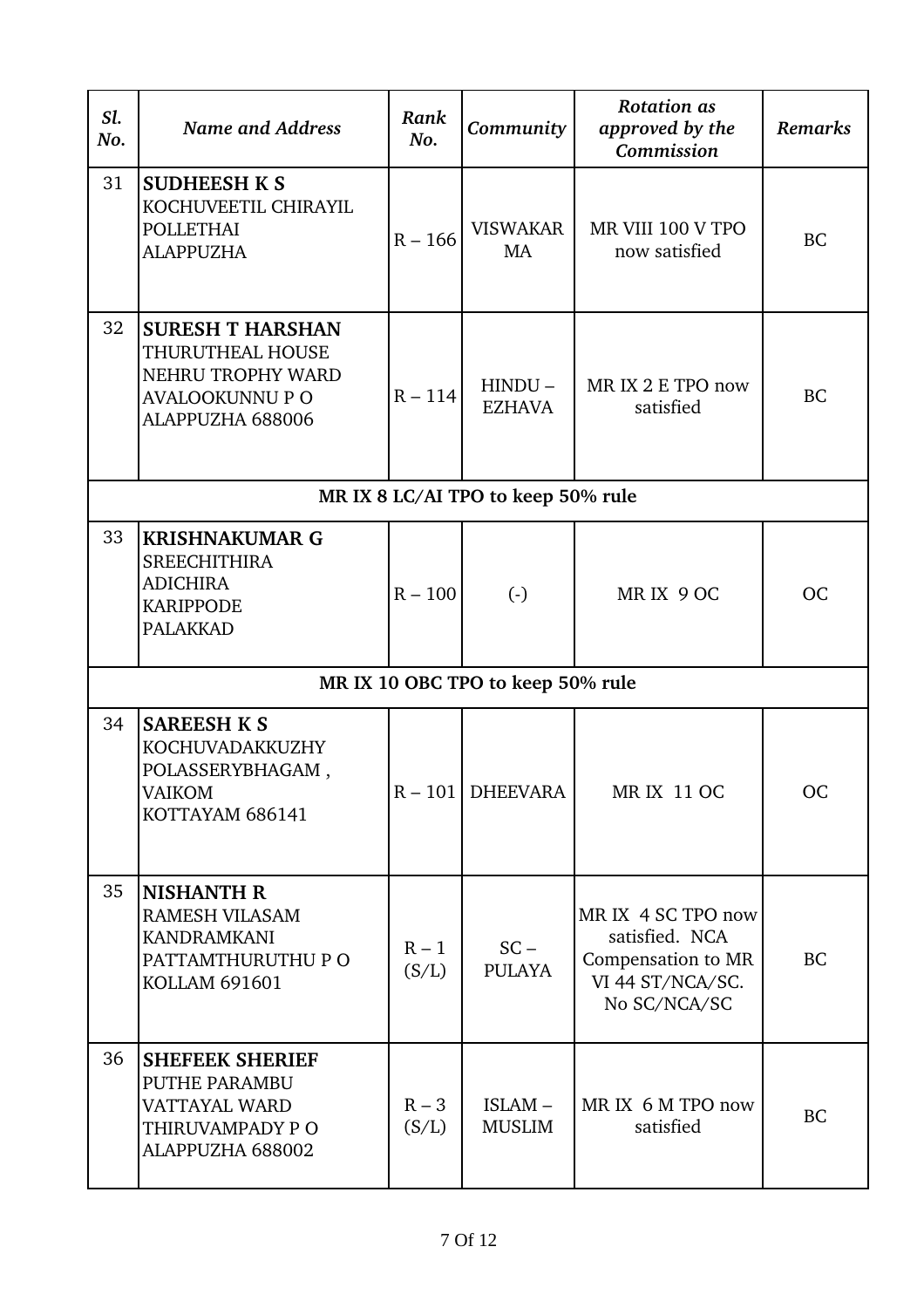| *Sl. No.* | *Name and Address* | *Rank No.* | *Community* | *Rotation as approved by the Commission* | *Remarks* |
|---|---|---|---|---|---|
| 31 | **SUDHEESH K S**<br>KOCHUVEETIL CHIRAYIL<br>POLLETHAI<br>ALAPPUZHA | R – 166 | VISWAKARMA | MR VIII 100 V TPO now satisfied | BC |
| 32 | **SURESH T HARSHAN**<br>THURUTHEAL HOUSE<br>NEHRU TROPHY WARD<br>AVALOOKUNNU P O<br>ALAPPUZHA 688006 | R – 114 | HINDU – EZHAVA | MR IX 2 E TPO now satisfied | BC |
| **MR IX 8 LC/AI TPO to keep 50% rule** | | | | | |
| 33 | **KRISHNAKUMAR G**<br>SREECHITHIRA<br>ADICHIRA<br>KARIPPODE<br>PALAKKAD | R – 100 | (-) | MR IX 9 OC | OC |
| **MR IX 10 OBC TPO to keep 50% rule** | | | | | |
| 34 | **SAREESH K S**<br>KOCHUVADAKKUZHY<br>POLASSERYBHAGAM ,<br>VAIKOM<br>KOTTAYAM 686141 | R – 101 | DHEEVARA | MR IX 11 OC | OC |
| 35 | **NISHANTH R**<br>RAMESH VILASAM<br>KANDRAMKANI<br>PATTAMTHURUTHU P O<br>KOLLAM 691601 | R – 1 (S/L) | SC – PULAYA | MR IX 4 SC TPO now satisfied. NCA Compensation to MR VI 44 ST/NCA/SC. No SC/NCA/SC | BC |
| 36 | **SHEFEEK SHERIEF**<br>PUTHE PARAMBU<br>VATTAYAL WARD<br>THIRUVAMPADY P O<br>ALAPPUZHA 688002 | R – 3 (S/L) | ISLAM – MUSLIM | MR IX 6 M TPO now satisfied | BC |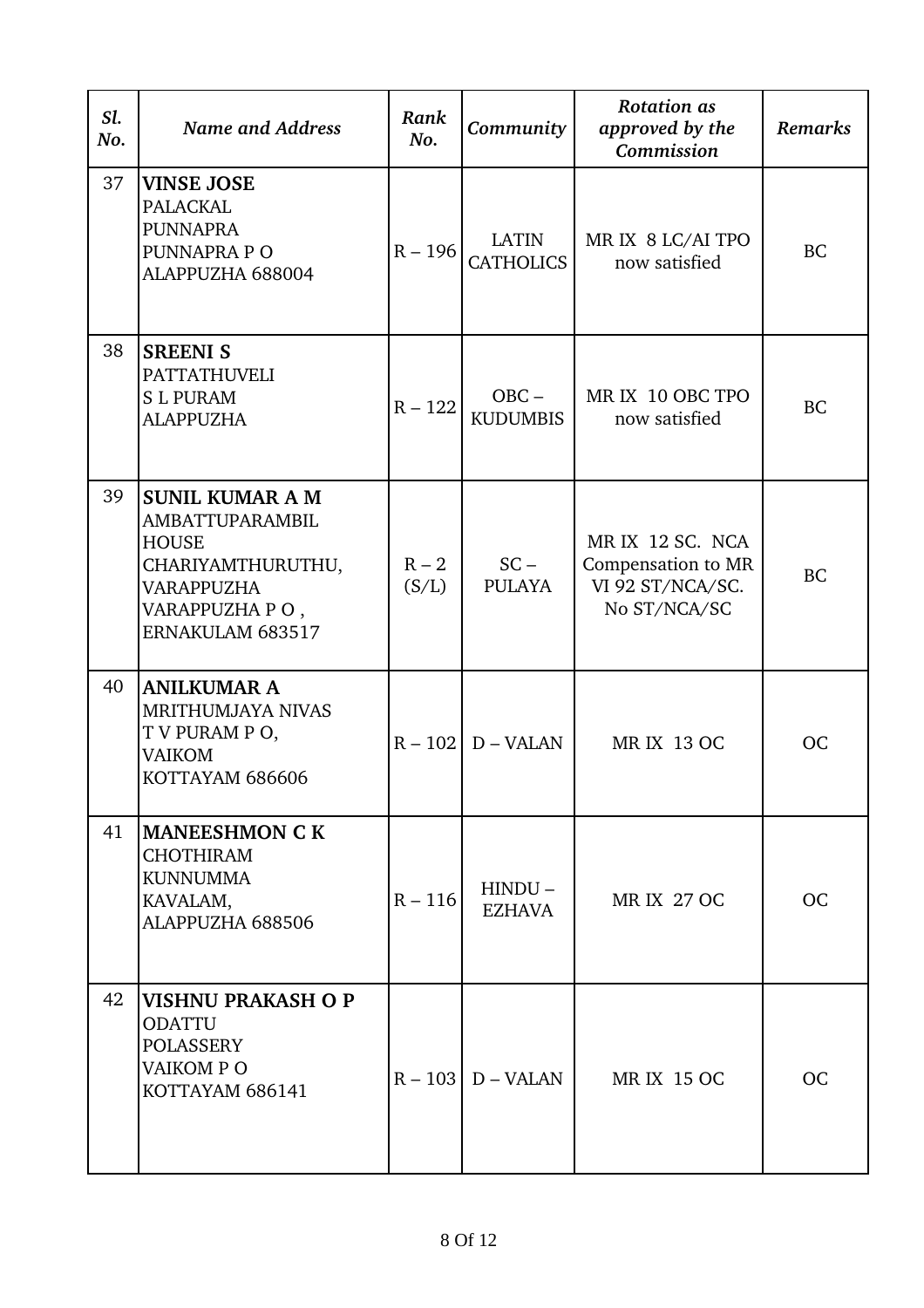| *Sl. No.* | *Name and Address* | *Rank No.* | *Community* | *Rotation as approved by the Commission* | *Remarks* |
|---|---|---|---|---|---|
| 37 | **VINSE JOSE**<br>PALACKAL<br>PUNNAPRA<br>PUNNAPRA P O<br>ALAPPUZHA 688004 | R – 196 | LATIN CATHOLICS | MR IX 8 LC/AI TPO now satisfied | BC |
| 38 | **SREENI S**<br>PATTATHUVELI<br>S L PURAM<br>ALAPPUZHA | R – 122 | OBC – KUDUMBIS | MR IX 10 OBC TPO now satisfied | BC |
| 39 | **SUNIL KUMAR A M**<br>AMBATTUPARAMBIL HOUSE<br>CHARIYAMTHURUTHU, VARAPPUZHA<br>VARAPPUZHA P O ,<br>ERNAKULAM 683517 | R – 2 (S/L) | SC – PULAYA | MR IX 12 SC. NCA Compensation to MR VI 92 ST/NCA/SC. No ST/NCA/SC | BC |
| 40 | **ANILKUMAR A**<br>MRITHUMJAYA NIVAS<br>T V PURAM P O,<br>VAIKOM<br>KOTTAYAM 686606 | R – 102 | D – VALAN | MR IX 13 OC | OC |
| 41 | **MANEESHMON C K**<br>CHOTHIRAM<br>KUNNUMMA<br>KAVALAM,<br>ALAPPUZHA 688506 | R – 116 | HINDU – EZHAVA | MR IX 27 OC | OC |
| 42 | **VISHNU PRAKASH O P**<br>ODATTU<br>POLASSERY<br>VAIKOM P O<br>KOTTAYAM 686141 | R – 103 | D – VALAN | MR IX 15 OC | OC |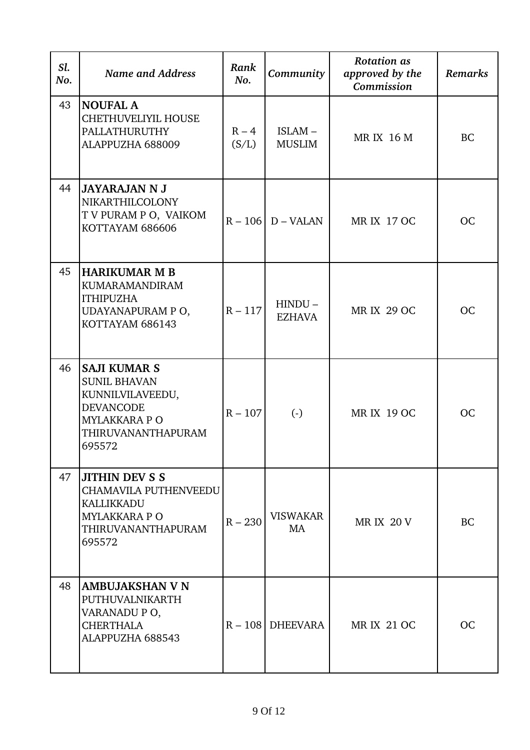| *Sl. No.* | *Name and Address* | *Rank No.* | *Community* | *Rotation as approved by the Commission* | *Remarks* |
|---|---|---|---|---|---|
| 43 | **NOUFAL A** CHETHUVELIYIL HOUSE PALLATHURUTHY ALAPPUZHA 688009 | R – 4 (S/L) | ISLAM – MUSLIM | MR IX 16 M | BC |
| 44 | **JAYARAJAN N J** NIKARTHILCOLONY T V PURAM P O, VAIKOM KOTTAYAM 686606 | R – 106 | D – VALAN | MR IX 17 OC | OC |
| 45 | **HARIKUMAR M B** KUMARAMANDIRAM ITHIPUZHA UDAYANAPURAM P O, KOTTAYAM 686143 | R – 117 | HINDU – EZHAVA | MR IX 29 OC | OC |
| 46 | **SAJI KUMAR S** SUNIL BHAVAN KUNNILVILAVEEDU, DEVANCODE MYLAKKARA P O THIRUVANANTHAPURAM 695572 | R – 107 | (-) | MR IX 19 OC | OC |
| 47 | **JITHIN DEV S S** CHAMAVILA PUTHENVEEDU KALLIKKADU MYLAKKARA P O THIRUVANANTHAPURAM 695572 | R – 230 | VISWAKARMA | MR IX 20 V | BC |
| 48 | **AMBUJAKSHAN V N** PUTHUVALNIKARTH VARANADU P O, CHERTHALA ALAPPUZHA 688543 | R – 108 | DHEEVARA | MR IX 21 OC | OC |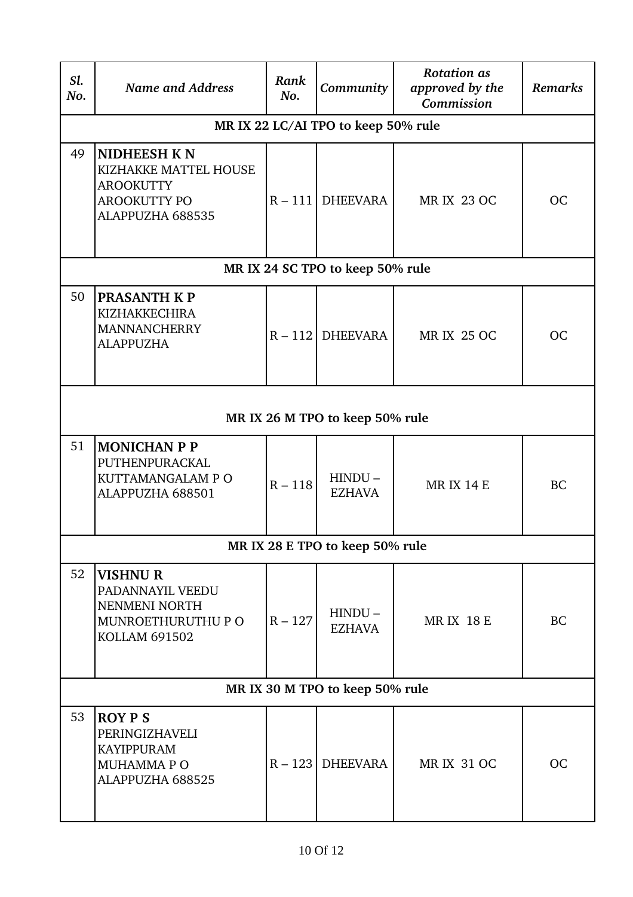| *Sl. No.* | *Name and Address* | *Rank No.* | *Community* | *Rotation as approved by the Commission* | *Remarks* |
|---|---|---|---|---|---|
| | | | **MR IX 22 LC/AI TPO to keep 50% rule** | | |
| 49 | **NIDHEESH K N** KIZHAKKE MATTEL HOUSE AROOKUTTY AROOKUTTY PO ALAPPUZHA 688535 | R – 111 | DHEEVARA | MR IX 23 OC | OC |
| | | | **MR IX 24 SC TPO to keep 50% rule** | | |
| 50 | **PRASANTH K P** KIZHAKKECHIRA MANNANCHERRY ALAPPUZHA | R – 112 | DHEEVARA | MR IX 25 OC | OC |
| | | | **MR IX 26 M TPO to keep 50% rule** | | |
| 51 | **MONICHAN P P** PUTHENPURACKAL KUTTAMANGALAM P O ALAPPUZHA 688501 | R – 118 | HINDU – EZHAVA | MR IX 14 E | BC |
| | | | **MR IX 28 E TPO to keep 50% rule** | | |
| 52 | **VISHNU R** PADANNAYIL VEEDU NENMENI NORTH MUNROETHURUTHU P O KOLLAM 691502 | R – 127 | HINDU – EZHAVA | MR IX 18 E | BC |
| | | | **MR IX 30 M TPO to keep 50% rule** | | |
| 53 | **ROY P S** PERINGIZHAVELI KAYIPPURAM MUHAMMA P O ALAPPUZHA 688525 | R – 123 | DHEEVARA | MR IX 31 OC | OC |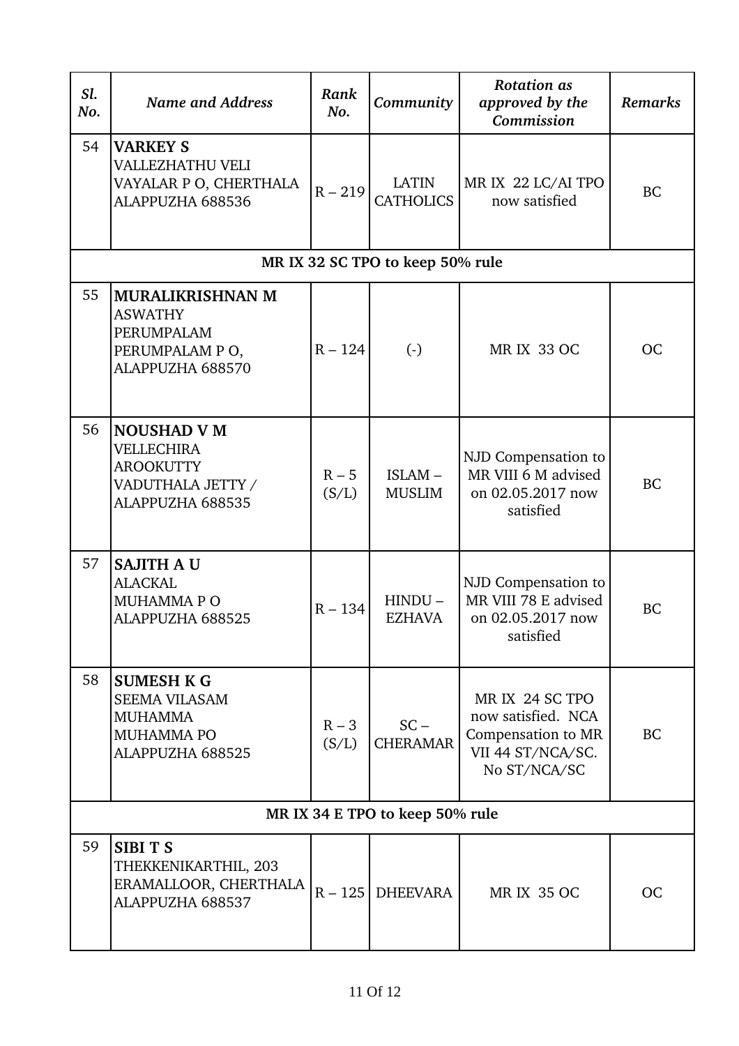| *Sl. No.* | *Name and Address* | *Rank No.* | *Community* | *Rotation as approved by the Commission* | *Remarks* |
|---|---|---|---|---|---|
| 54 | **VARKEY S**<br>VALLEZHATHU VELI<br>VAYALAR P O, CHERTHALA<br>ALAPPUZHA 688536 | R – 219 | LATIN CATHOLICS | MR IX 22 LC/AI TPO now satisfied | BC |
| | | | **MR IX 32 SC TPO to keep 50% rule** | | |
| 55 | **MURALIKRISHNAN M**<br>ASWATHY<br>PERUMPALAM<br>PERUMPALAM P O,<br>ALAPPUZHA 688570 | R – 124 | (-) | MR IX 33 OC | OC |
| 56 | **NOUSHAD V M**<br>VELLECHIRA<br>AROOKUTTY<br>VADUTHALA JETTY /<br>ALAPPUZHA 688535 | R – 5 (S/L) | ISLAM – MUSLIM | NJD Compensation to MR VIII 6 M advised on 02.05.2017 now satisfied | BC |
| 57 | **SAJITH A U**<br>ALACKAL<br>MUHAMMA P O<br>ALAPPUZHA 688525 | R – 134 | HINDU – EZHAVA | NJD Compensation to MR VIII 78 E advised on 02.05.2017 now satisfied | BC |
| 58 | **SUMESH K G**<br>SEEMA VILASAM<br>MUHAMMA<br>MUHAMMA PO<br>ALAPPUZHA 688525 | R – 3 (S/L) | SC – CHERAMAR | MR IX 24 SC TPO now satisfied. NCA Compensation to MR VII 44 ST/NCA/SC. No ST/NCA/SC | BC |
| | | | **MR IX 34 E TPO to keep 50% rule** | | |
| 59 | **SIBI T S**<br>THEKKENIKARTHIL, 203<br>ERAMALLOOR, CHERTHALA<br>ALAPPUZHA 688537 | R – 125 | DHEEVARA | MR IX 35 OC | OC |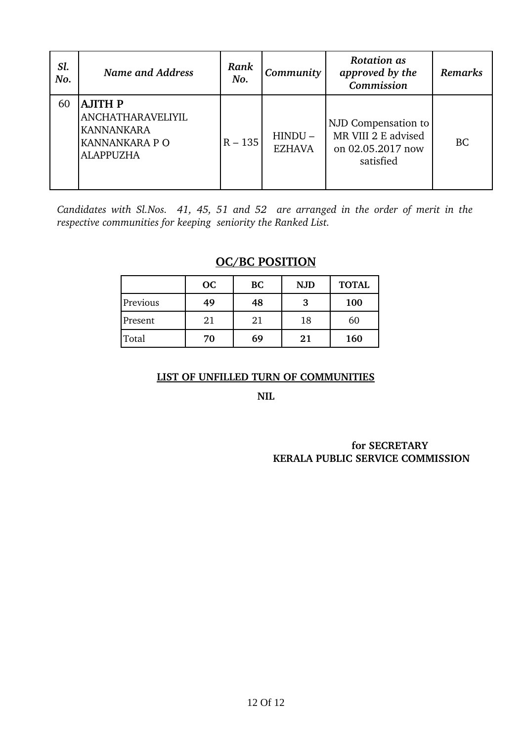| *Sl. No.* | *Name and Address* | *Rank No.* | *Community* | *Rotation as approved by the Commission* | *Remarks* |
|---|---|---|---|---|---|
| 60 | **AJITH P**<br>ANCHATHARAVELIYIL<br>KANNANKARA<br>KANNANKARA P O<br>ALAPPUZHA | R – 135 | HINDU – EZHAVA | NJD Compensation to MR VIII 2 E advised on 02.05.2017 now satisfied | BC |

*Candidates with Sl.Nos. 41, 45, 51 and 52 are arranged in the order of merit in the respective communities for keeping seniority the Ranked List.*

## OC/BC POSITION

| | OC | BC | NJD | TOTAL |
|---|---|---|---|---|
| Previous | **49** | **48** | **3** | **100** |
| Present | 21 | 21 | 18 | 60 |
| Total | **70** | **69** | **21** | **160** |

**LIST OF UNFILLED TURN OF COMMUNITIES**

**NIL**

**for SECRETARY**
**KERALA PUBLIC SERVICE COMMISSION**